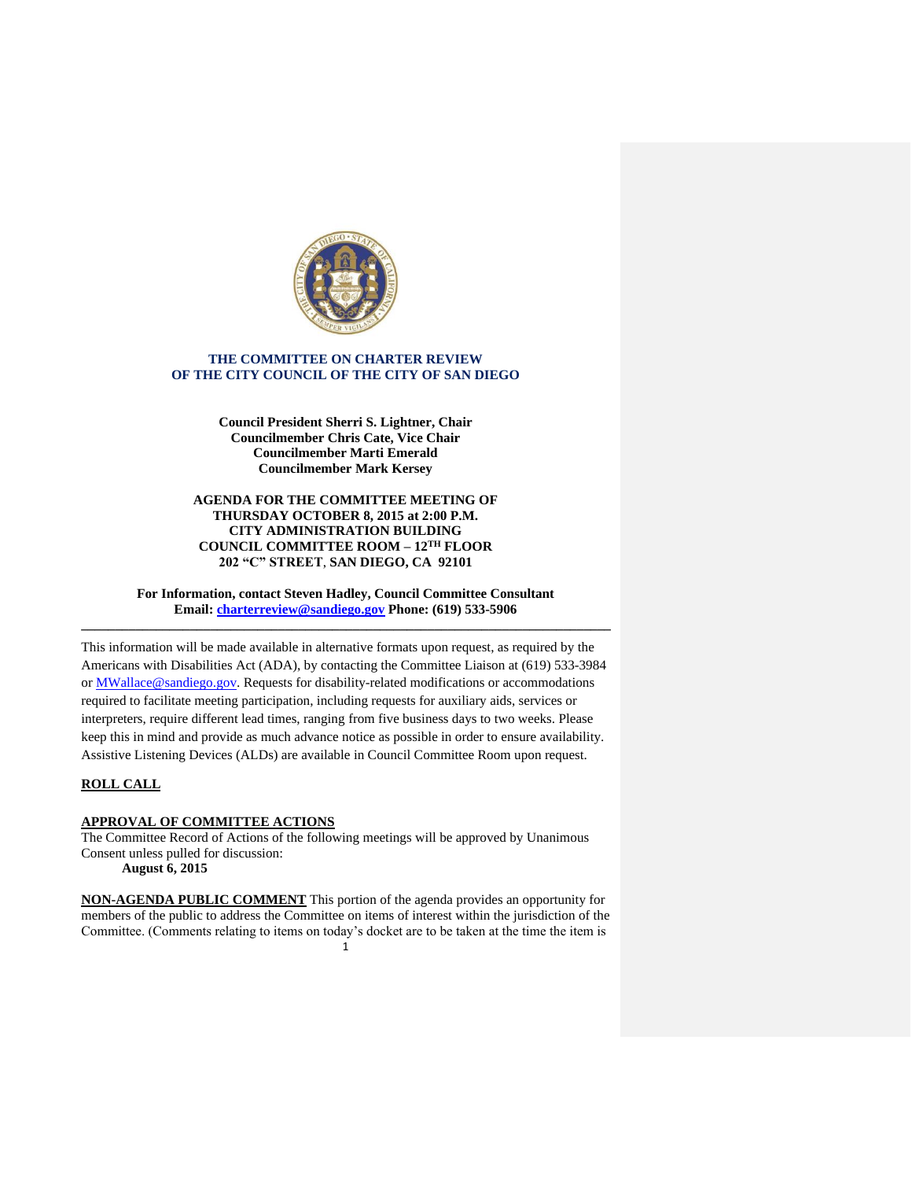**THE COMMITTEE ON CHARTER REVIEW**
**OF THE CITY COUNCIL OF THE CITY OF SAN DIEGO**

**Council President Sherri S. Lightner, Chair**
**Councilmember Chris Cate, Vice Chair**
**Councilmember Marti Emerald**
**Councilmember Mark Kersey**

**AGENDA FOR THE COMMITTEE MEETING OF**
**THURSDAY OCTOBER 8, 2015 at 2:00 P.M.**
**CITY ADMINISTRATION BUILDING**
**COUNCIL COMMITTEE ROOM – 12TH FLOOR**
**202 "C" STREET, SAN DIEGO, CA 92101**

**For Information, contact Steven Hadley, Council Committee Consultant**
**Email: charterreview@sandiego.gov Phone: (619) 533-5906**

---

This information will be made available in alternative formats upon request, as required by the Americans with Disabilities Act (ADA), by contacting the Committee Liaison at (619) 533-3984 or MWallace@sandiego.gov. Requests for disability-related modifications or accommodations required to facilitate meeting participation, including requests for auxiliary aids, services or interpreters, require different lead times, ranging from five business days to two weeks. Please keep this in mind and provide as much advance notice as possible in order to ensure availability. Assistive Listening Devices (ALDs) are available in Council Committee Room upon request.

**ROLL CALL**

**APPROVAL OF COMMITTEE ACTIONS**
The Committee Record of Actions of the following meetings will be approved by Unanimous Consent unless pulled for discussion:

**August 6, 2015**

**NON-AGENDA PUBLIC COMMENT** This portion of the agenda provides an opportunity for members of the public to address the Committee on items of interest within the jurisdiction of the Committee. (Comments relating to items on today's docket are to be taken at the time the item is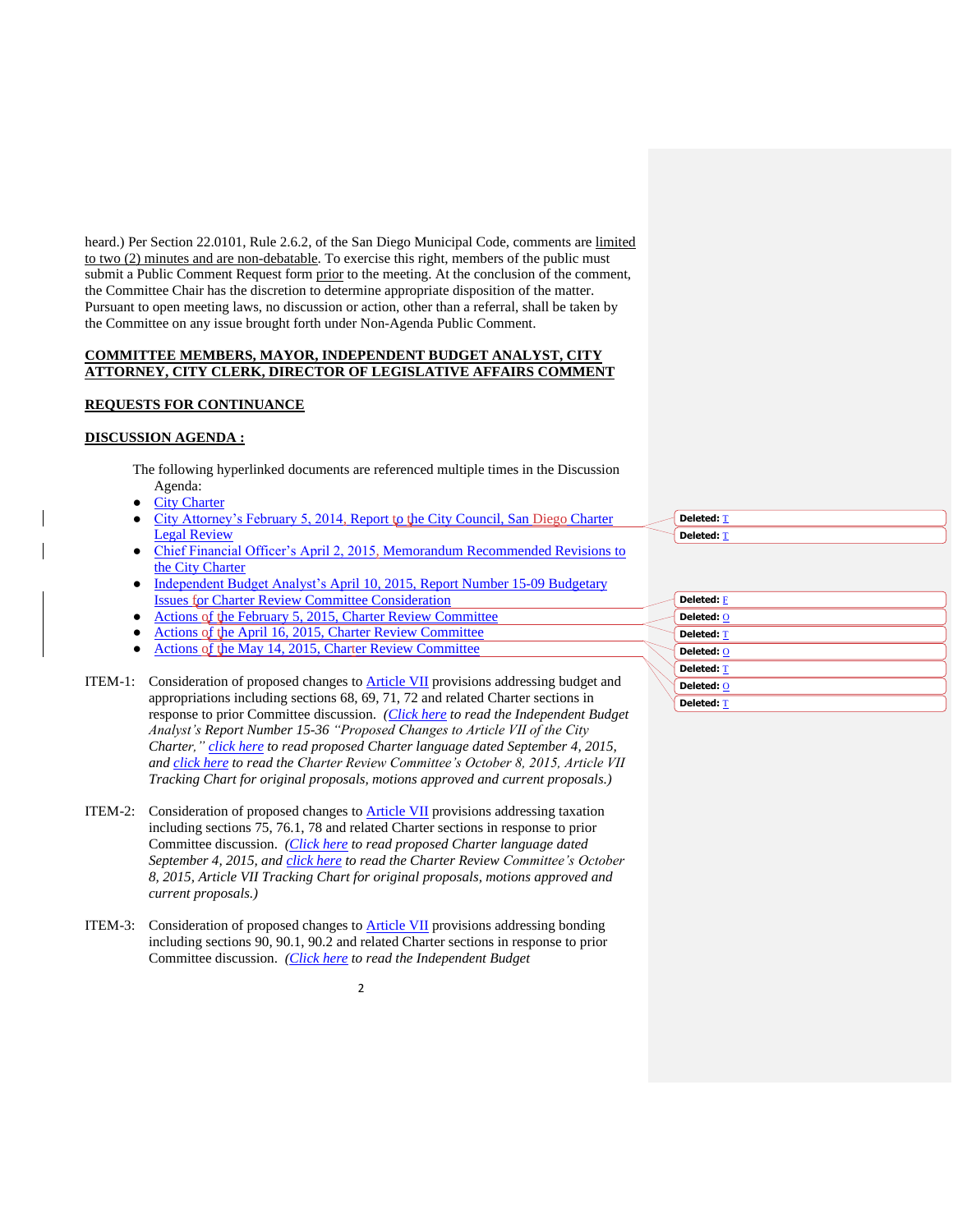heard.) Per Section 22.0101, Rule 2.6.2, of the San Diego Municipal Code, comments are limited to two (2) minutes and are non-debatable. To exercise this right, members of the public must submit a Public Comment Request form prior to the meeting. At the conclusion of the comment, the Committee Chair has the discretion to determine appropriate disposition of the matter. Pursuant to open meeting laws, no discussion or action, other than a referral, shall be taken by the Committee on any issue brought forth under Non-Agenda Public Comment.

**COMMITTEE MEMBERS, MAYOR, INDEPENDENT BUDGET ANALYST, CITY ATTORNEY, CITY CLERK, DIRECTOR OF LEGISLATIVE AFFAIRS COMMENT**

**REQUESTS FOR CONTINUANCE**

**DISCUSSION AGENDA :**

The following hyperlinked documents are referenced multiple times in the Discussion Agenda:

- City Charter
- City Attorney's February 5, 2014, Report to the City Council, San Diego Charter Legal Review
- Chief Financial Officer's April 2, 2015, Memorandum Recommended Revisions to the City Charter
- Independent Budget Analyst's April 10, 2015, Report Number 15-09 Budgetary Issues for Charter Review Committee Consideration
- Actions of the February 5, 2015, Charter Review Committee
- Actions of the April 16, 2015, Charter Review Committee
- Actions of the May 14, 2015, Charter Review Committee

ITEM-1: Consideration of proposed changes to Article VII provisions addressing budget and appropriations including sections 68, 69, 71, 72 and related Charter sections in response to prior Committee discussion. *(Click here to read the Independent Budget Analyst's Report Number 15-36 "Proposed Changes to Article VII of the City Charter," click here to read proposed Charter language dated September 4, 2015, and click here to read the Charter Review Committee's October 8, 2015, Article VII Tracking Chart for original proposals, motions approved and current proposals.)*

ITEM-2: Consideration of proposed changes to Article VII provisions addressing taxation including sections 75, 76.1, 78 and related Charter sections in response to prior Committee discussion. *(Click here to read proposed Charter language dated September 4, 2015, and click here to read the Charter Review Committee's October 8, 2015, Article VII Tracking Chart for original proposals, motions approved and current proposals.)*

ITEM-3: Consideration of proposed changes to Article VII provisions addressing bonding including sections 90, 90.1, 90.2 and related Charter sections in response to prior Committee discussion. *(Click here to read the Independent Budget*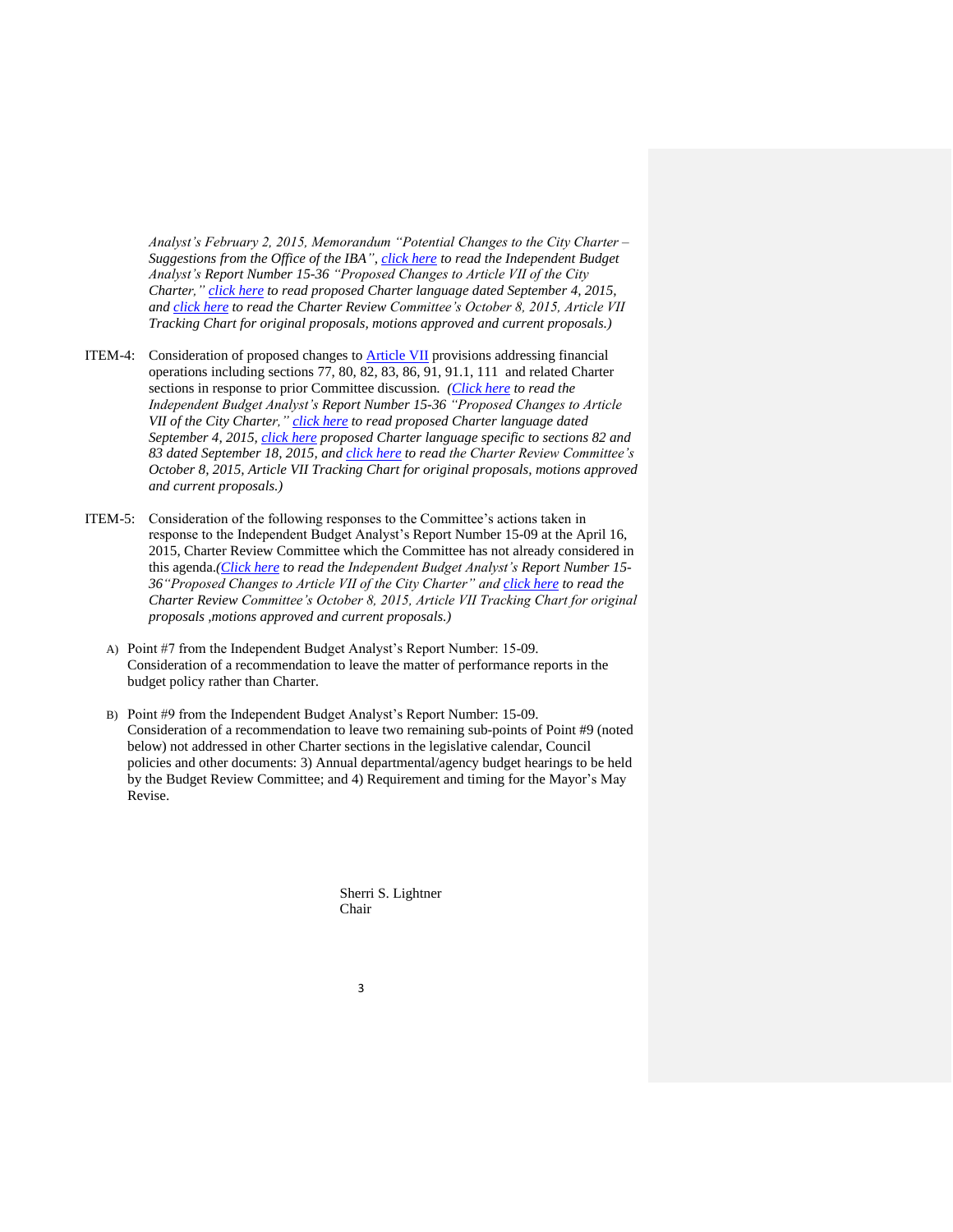*Analyst's February 2, 2015, Memorandum "Potential Changes to the City Charter – Suggestions from the Office of the IBA", click here to read the Independent Budget Analyst's Report Number 15-36 "Proposed Changes to Article VII of the City Charter," click here to read proposed Charter language dated September 4, 2015, and click here to read the Charter Review Committee's October 8, 2015, Article VII Tracking Chart for original proposals, motions approved and current proposals.)*

ITEM-4: Consideration of proposed changes to Article VII provisions addressing financial operations including sections 77, 80, 82, 83, 86, 91, 91.1, 111 and related Charter sections in response to prior Committee discussion. *(Click here to read the Independent Budget Analyst's Report Number 15-36 "Proposed Changes to Article VII of the City Charter," click here to read proposed Charter language dated September 4, 2015, click here proposed Charter language specific to sections 82 and 83 dated September 18, 2015, and click here to read the Charter Review Committee's October 8, 2015, Article VII Tracking Chart for original proposals, motions approved and current proposals.)*

ITEM-5: Consideration of the following responses to the Committee's actions taken in response to the Independent Budget Analyst's Report Number 15-09 at the April 16, 2015, Charter Review Committee which the Committee has not already considered in this agenda.*(Click here to read the Independent Budget Analyst's Report Number 15-36"Proposed Changes to Article VII of the City Charter" and click here to read the Charter Review Committee's October 8, 2015, Article VII Tracking Chart for original proposals ,motions approved and current proposals.)*

A) Point #7 from the Independent Budget Analyst's Report Number: 15-09. Consideration of a recommendation to leave the matter of performance reports in the budget policy rather than Charter.

B) Point #9 from the Independent Budget Analyst's Report Number: 15-09. Consideration of a recommendation to leave two remaining sub-points of Point #9 (noted below) not addressed in other Charter sections in the legislative calendar, Council policies and other documents: 3) Annual departmental/agency budget hearings to be held by the Budget Review Committee; and 4) Requirement and timing for the Mayor's May Revise.

Sherri S. Lightner
Chair